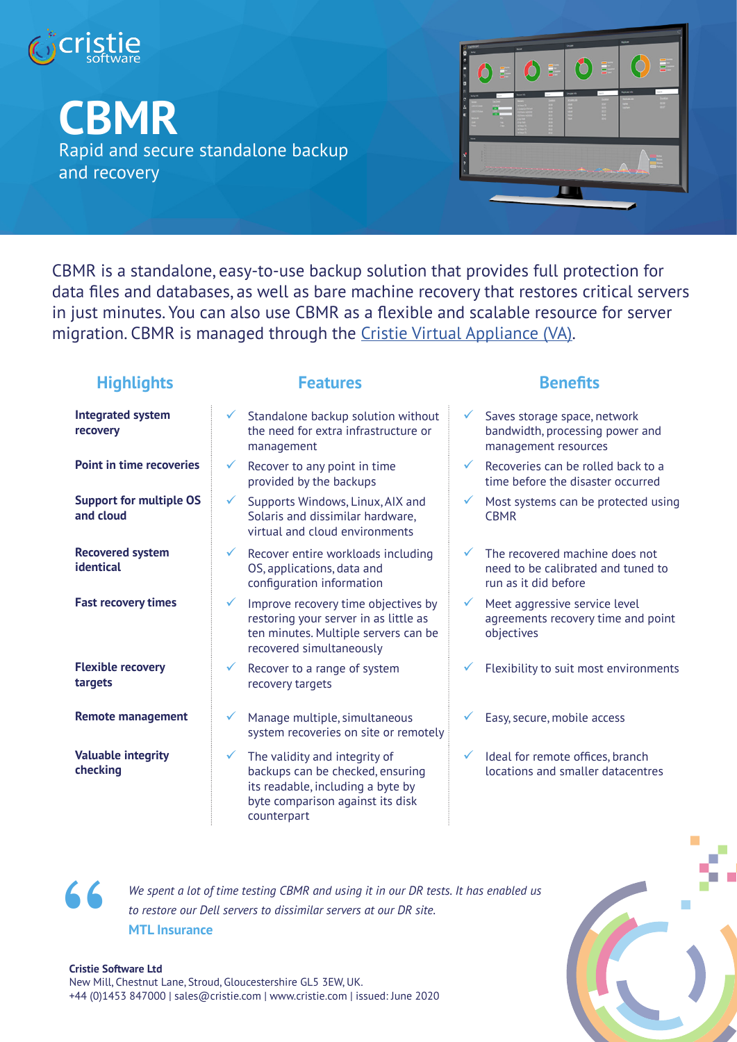# CBMR

Rapid and secure standalone backup and recovery

CBMR is a standalone, easy-to-use backup solution that provides full protection for data files and databases, as well as bare machine recovery that restores critical servers in just minutes. You can also use CBMR as a flexible and scalable resource for server migration. CBMR is managed through the Cristie Virtual Appliance (VA).

| Highlights | Features | Benefits |
| --- | --- | --- |
| **Integrated system recovery** | ✓ Standalone backup solution without the need for extra infrastructure or management | ✓ Saves storage space, network bandwidth, processing power and management resources |
| **Point in time recoveries** | ✓ Recover to any point in time provided by the backups | ✓ Recoveries can be rolled back to a time before the disaster occurred |
| **Support for multiple OS and cloud** | ✓ Supports Windows, Linux, AIX and Solaris and dissimilar hardware, virtual and cloud environments | ✓ Most systems can be protected using CBMR |
| **Recovered system identical** | ✓ Recover entire workloads including OS, applications, data and configuration information | ✓ The recovered machine does not need to be calibrated and tuned to run as it did before |
| **Fast recovery times** | ✓ Improve recovery time objectives by restoring your server in as little as ten minutes. Multiple servers can be recovered simultaneously | ✓ Meet aggressive service level agreements recovery time and point objectives |
| **Flexible recovery targets** | ✓ Recover to a range of system recovery targets | ✓ Flexibility to suit most environments |
| **Remote management** | ✓ Manage multiple, simultaneous system recoveries on site or remotely | ✓ Easy, secure, mobile access |
| **Valuable integrity checking** | ✓ The validity and integrity of backups can be checked, ensuring its readable, including a byte by byte comparison against its disk counterpart | ✓ Ideal for remote offices, branch locations and smaller datacentres |

> *We spent a lot of time testing CBMR and using it in our DR tests. It has enabled us to restore our Dell servers to dissimilar servers at our DR site.*
>
> **MTL Insurance**

**Cristie Software Ltd**
New Mill, Chestnut Lane, Stroud, Gloucestershire GL5 3EW, UK.
+44 (0)1453 847000 | sales@cristie.com | www.cristie.com | issued: June 2020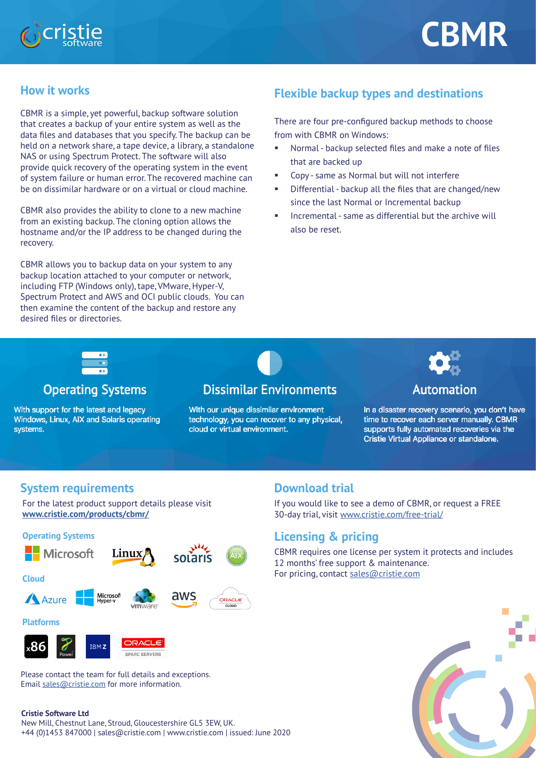# CBMR

## How it works

CBMR is a simple, yet powerful, backup software solution that creates a backup of your entire system as well as the data files and databases that you specify. The backup can be held on a network share, a tape device, a library, a standalone NAS or using Spectrum Protect. The software will also provide quick recovery of the operating system in the event of system failure or human error. The recovered machine can be on dissimilar hardware or on a virtual or cloud machine.

CBMR also provides the ability to clone to a new machine from an existing backup. The cloning option allows the hostname and/or the IP address to be changed during the recovery.

CBMR allows you to backup data on your system to any backup location attached to your computer or network, including FTP (Windows only), tape, VMware, Hyper-V, Spectrum Protect and AWS and OCI public clouds. You can then examine the content of the backup and restore any desired files or directories.

## Flexible backup types and destinations

There are four pre-configured backup methods to choose from with CBMR on Windows:

- Normal - backup selected files and make a note of files that are backed up
- Copy - same as Normal but will not interfere
- Differential - backup all the files that are changed/new since the last Normal or Incremental backup
- Incremental - same as differential but the archive will also be reset.

### Operating Systems

With support for the latest and legacy Windows, Linux, AIX and Solaris operating systems.

### Dissimilar Environments

With our unique dissimilar environment technology, you can recover to any physical, cloud or virtual environment.

### Automation

In a disaster recovery scenario, you don't have time to recover each server manually. CBMR supports fully automated recoveries via the Cristie Virtual Appliance or standalone.

## System requirements

For the latest product support details please visit **www.cristie.com/products/cbmr/**

### Operating Systems

Microsoft, Linux, solaris, AIX

### Cloud

Azure, Microsoft Hyper-v, vmware, aws, ORACLE CLOUD

### Platforms

x86, Power, IBM Z, ORACLE SPARC SERVERS

Please contact the team for full details and exceptions.
Email sales@cristie.com for more information.

## Download trial

If you would like to see a demo of CBMR, or request a FREE 30-day trial, visit www.cristie.com/free-trial/

## Licensing & pricing

CBMR requires one license per system it protects and includes 12 months' free support & maintenance.
For pricing, contact sales@cristie.com

**Cristie Software Ltd**
New Mill, Chestnut Lane, Stroud, Gloucestershire GL5 3EW, UK.
+44 (0)1453 847000 | sales@cristie.com | www.cristie.com | issued: June 2020